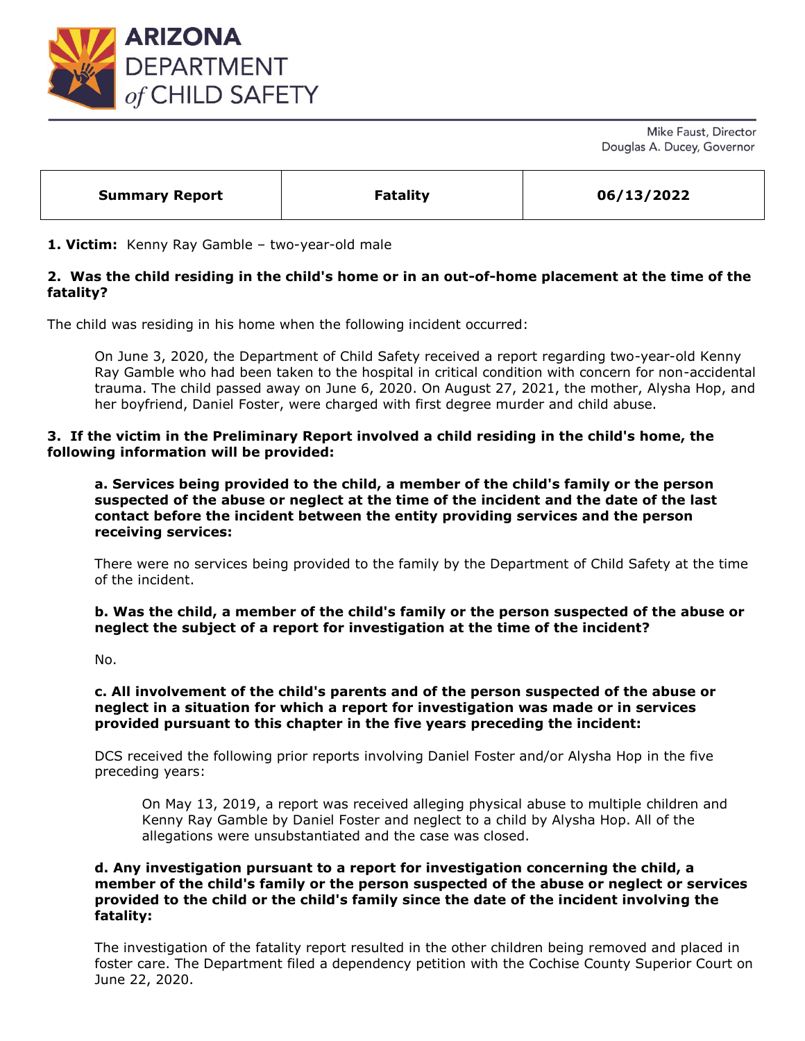# ARIZONA DEPARTMENT *of* CHILD SAFETY

Mike Faust, Director
Douglas A. Ducey, Governor

| Summary Report | Fatality | 06/13/2022 |
|---|---|---|

**1. Victim:** Kenny Ray Gamble – two-year-old male

**2. Was the child residing in the child's home or in an out-of-home placement at the time of the fatality?**

The child was residing in his home when the following incident occurred:

> On June 3, 2020, the Department of Child Safety received a report regarding two-year-old Kenny Ray Gamble who had been taken to the hospital in critical condition with concern for non-accidental trauma. The child passed away on June 6, 2020. On August 27, 2021, the mother, Alysha Hop, and her boyfriend, Daniel Foster, were charged with first degree murder and child abuse.

**3. If the victim in the Preliminary Report involved a child residing in the child's home, the following information will be provided:**

**a. Services being provided to the child, a member of the child's family or the person suspected of the abuse or neglect at the time of the incident and the date of the last contact before the incident between the entity providing services and the person receiving services:**

There were no services being provided to the family by the Department of Child Safety at the time of the incident.

**b. Was the child, a member of the child's family or the person suspected of the abuse or neglect the subject of a report for investigation at the time of the incident?**

No.

**c. All involvement of the child's parents and of the person suspected of the abuse or neglect in a situation for which a report for investigation was made or in services provided pursuant to this chapter in the five years preceding the incident:**

DCS received the following prior reports involving Daniel Foster and/or Alysha Hop in the five preceding years:

> On May 13, 2019, a report was received alleging physical abuse to multiple children and Kenny Ray Gamble by Daniel Foster and neglect to a child by Alysha Hop. All of the allegations were unsubstantiated and the case was closed.

**d. Any investigation pursuant to a report for investigation concerning the child, a member of the child's family or the person suspected of the abuse or neglect or services provided to the child or the child's family since the date of the incident involving the fatality:**

The investigation of the fatality report resulted in the other children being removed and placed in foster care. The Department filed a dependency petition with the Cochise County Superior Court on June 22, 2020.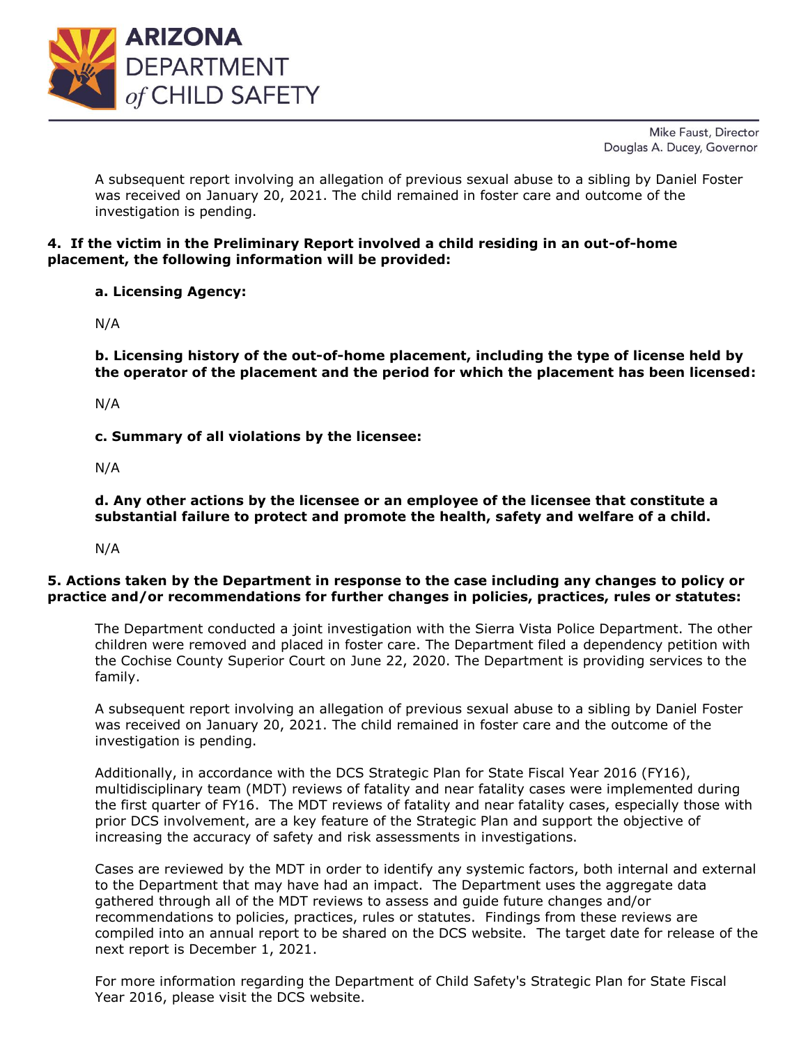A subsequent report involving an allegation of previous sexual abuse to a sibling by Daniel Foster was received on January 20, 2021. The child remained in foster care and outcome of the investigation is pending.

**4. If the victim in the Preliminary Report involved a child residing in an out-of-home placement, the following information will be provided:**

**a. Licensing Agency:**

N/A

**b. Licensing history of the out-of-home placement, including the type of license held by the operator of the placement and the period for which the placement has been licensed:**

N/A

**c. Summary of all violations by the licensee:**

N/A

**d. Any other actions by the licensee or an employee of the licensee that constitute a substantial failure to protect and promote the health, safety and welfare of a child.**

N/A

**5. Actions taken by the Department in response to the case including any changes to policy or practice and/or recommendations for further changes in policies, practices, rules or statutes:**

The Department conducted a joint investigation with the Sierra Vista Police Department. The other children were removed and placed in foster care. The Department filed a dependency petition with the Cochise County Superior Court on June 22, 2020. The Department is providing services to the family.

A subsequent report involving an allegation of previous sexual abuse to a sibling by Daniel Foster was received on January 20, 2021. The child remained in foster care and the outcome of the investigation is pending.

Additionally, in accordance with the DCS Strategic Plan for State Fiscal Year 2016 (FY16), multidisciplinary team (MDT) reviews of fatality and near fatality cases were implemented during the first quarter of FY16. The MDT reviews of fatality and near fatality cases, especially those with prior DCS involvement, are a key feature of the Strategic Plan and support the objective of increasing the accuracy of safety and risk assessments in investigations.

Cases are reviewed by the MDT in order to identify any systemic factors, both internal and external to the Department that may have had an impact. The Department uses the aggregate data gathered through all of the MDT reviews to assess and guide future changes and/or recommendations to policies, practices, rules or statutes. Findings from these reviews are compiled into an annual report to be shared on the DCS website. The target date for release of the next report is December 1, 2021.

For more information regarding the Department of Child Safety's Strategic Plan for State Fiscal Year 2016, please visit the DCS website.